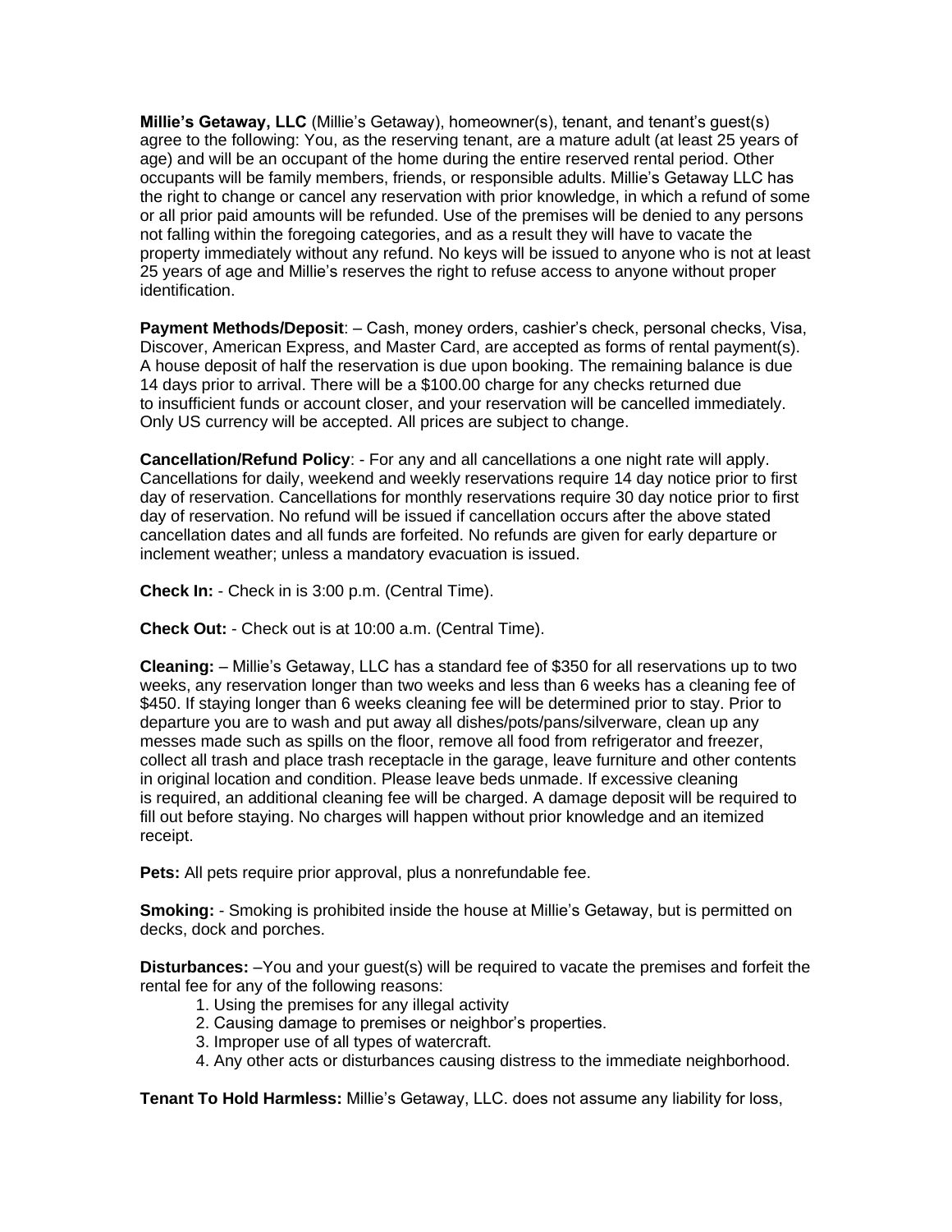**Millie's Getaway, LLC** (Millie's Getaway), homeowner(s), tenant, and tenant's guest(s) agree to the following: You, as the reserving tenant, are a mature adult (at least 25 years of age) and will be an occupant of the home during the entire reserved rental period. Other occupants will be family members, friends, or responsible adults. Millie's Getaway LLC has the right to change or cancel any reservation with prior knowledge, in which a refund of some or all prior paid amounts will be refunded. Use of the premises will be denied to any persons not falling within the foregoing categories, and as a result they will have to vacate the property immediately without any refund. No keys will be issued to anyone who is not at least 25 years of age and Millie's reserves the right to refuse access to anyone without proper identification.

**Payment Methods/Deposit**: – Cash, money orders, cashier's check, personal checks, Visa, Discover, American Express, and Master Card, are accepted as forms of rental payment(s). A house deposit of half the reservation is due upon booking. The remaining balance is due 14 days prior to arrival. There will be a $100.00 charge for any checks returned due to insufficient funds or account closer, and your reservation will be cancelled immediately. Only US currency will be accepted. All prices are subject to change.

**Cancellation/Refund Policy**: - For any and all cancellations a one night rate will apply. Cancellations for daily, weekend and weekly reservations require 14 day notice prior to first day of reservation. Cancellations for monthly reservations require 30 day notice prior to first day of reservation. No refund will be issued if cancellation occurs after the above stated cancellation dates and all funds are forfeited. No refunds are given for early departure or inclement weather; unless a mandatory evacuation is issued.

**Check In:** - Check in is 3:00 p.m. (Central Time).

**Check Out:** - Check out is at 10:00 a.m. (Central Time).

**Cleaning:** – Millie's Getaway, LLC has a standard fee of $350 for all reservations up to two weeks, any reservation longer than two weeks and less than 6 weeks has a cleaning fee of $450. If staying longer than 6 weeks cleaning fee will be determined prior to stay. Prior to departure you are to wash and put away all dishes/pots/pans/silverware, clean up any messes made such as spills on the floor, remove all food from refrigerator and freezer, collect all trash and place trash receptacle in the garage, leave furniture and other contents in original location and condition. Please leave beds unmade. If excessive cleaning is required, an additional cleaning fee will be charged. A damage deposit will be required to fill out before staying. No charges will happen without prior knowledge and an itemized receipt.

**Pets:** All pets require prior approval, plus a nonrefundable fee.

**Smoking:** - Smoking is prohibited inside the house at Millie's Getaway, but is permitted on decks, dock and porches.

**Disturbances:** –You and your guest(s) will be required to vacate the premises and forfeit the rental fee for any of the following reasons:

1. Using the premises for any illegal activity
2. Causing damage to premises or neighbor's properties.
3. Improper use of all types of watercraft.
4. Any other acts or disturbances causing distress to the immediate neighborhood.

**Tenant To Hold Harmless:** Millie's Getaway, LLC. does not assume any liability for loss,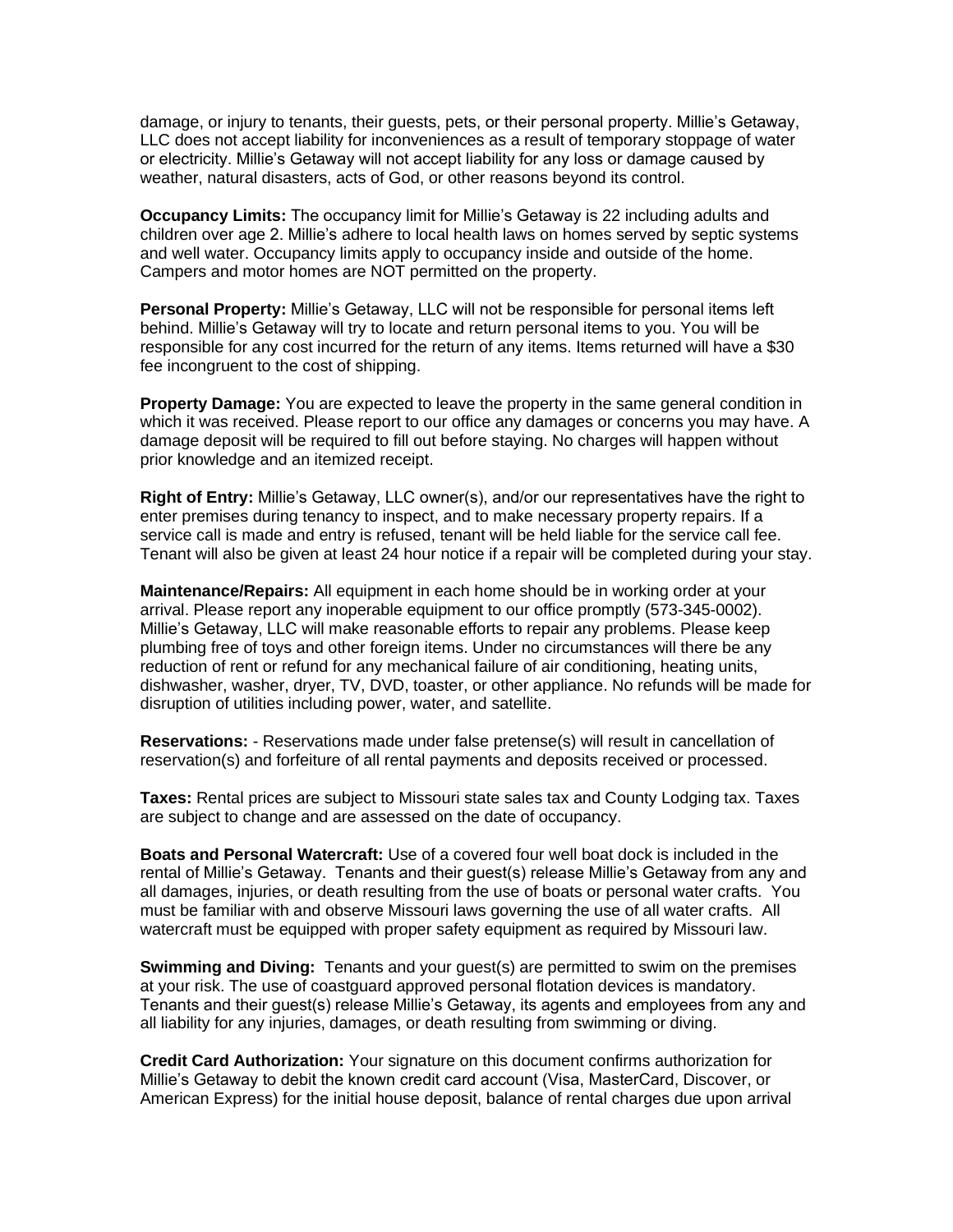damage, or injury to tenants, their guests, pets, or their personal property. Millie's Getaway, LLC does not accept liability for inconveniences as a result of temporary stoppage of water or electricity. Millie's Getaway will not accept liability for any loss or damage caused by weather, natural disasters, acts of God, or other reasons beyond its control.

**Occupancy Limits:** The occupancy limit for Millie's Getaway is 22 including adults and children over age 2. Millie's adhere to local health laws on homes served by septic systems and well water. Occupancy limits apply to occupancy inside and outside of the home. Campers and motor homes are NOT permitted on the property.

**Personal Property:** Millie's Getaway, LLC will not be responsible for personal items left behind. Millie's Getaway will try to locate and return personal items to you. You will be responsible for any cost incurred for the return of any items. Items returned will have a $30 fee incongruent to the cost of shipping.

**Property Damage:** You are expected to leave the property in the same general condition in which it was received. Please report to our office any damages or concerns you may have. A damage deposit will be required to fill out before staying. No charges will happen without prior knowledge and an itemized receipt.

**Right of Entry:** Millie's Getaway, LLC owner(s), and/or our representatives have the right to enter premises during tenancy to inspect, and to make necessary property repairs. If a service call is made and entry is refused, tenant will be held liable for the service call fee. Tenant will also be given at least 24 hour notice if a repair will be completed during your stay.

**Maintenance/Repairs:** All equipment in each home should be in working order at your arrival. Please report any inoperable equipment to our office promptly (573-345-0002). Millie's Getaway, LLC will make reasonable efforts to repair any problems. Please keep plumbing free of toys and other foreign items. Under no circumstances will there be any reduction of rent or refund for any mechanical failure of air conditioning, heating units, dishwasher, washer, dryer, TV, DVD, toaster, or other appliance. No refunds will be made for disruption of utilities including power, water, and satellite.

**Reservations:** - Reservations made under false pretense(s) will result in cancellation of reservation(s) and forfeiture of all rental payments and deposits received or processed.

**Taxes:** Rental prices are subject to Missouri state sales tax and County Lodging tax. Taxes are subject to change and are assessed on the date of occupancy.

**Boats and Personal Watercraft:** Use of a covered four well boat dock is included in the rental of Millie's Getaway. Tenants and their guest(s) release Millie's Getaway from any and all damages, injuries, or death resulting from the use of boats or personal water crafts. You must be familiar with and observe Missouri laws governing the use of all water crafts. All watercraft must be equipped with proper safety equipment as required by Missouri law.

**Swimming and Diving:** Tenants and your guest(s) are permitted to swim on the premises at your risk. The use of coastguard approved personal flotation devices is mandatory. Tenants and their guest(s) release Millie's Getaway, its agents and employees from any and all liability for any injuries, damages, or death resulting from swimming or diving.

**Credit Card Authorization:** Your signature on this document confirms authorization for Millie's Getaway to debit the known credit card account (Visa, MasterCard, Discover, or American Express) for the initial house deposit, balance of rental charges due upon arrival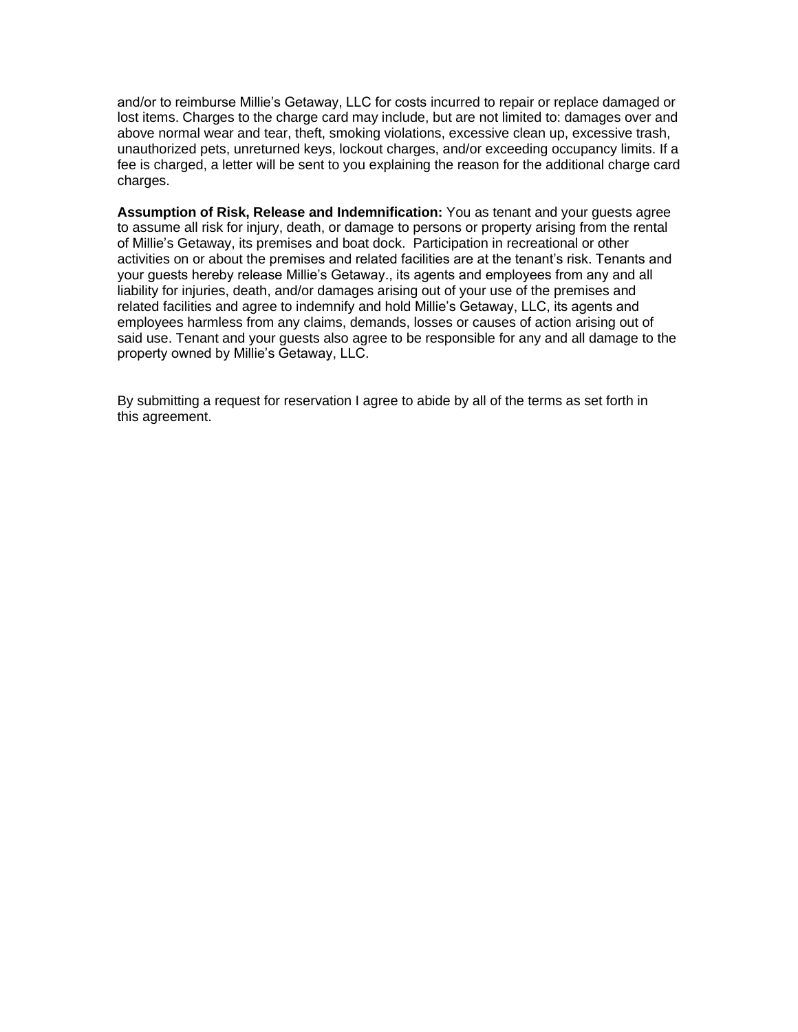and/or to reimburse Millie's Getaway, LLC for costs incurred to repair or replace damaged or lost items. Charges to the charge card may include, but are not limited to: damages over and above normal wear and tear, theft, smoking violations, excessive clean up, excessive trash, unauthorized pets, unreturned keys, lockout charges, and/or exceeding occupancy limits. If a fee is charged, a letter will be sent to you explaining the reason for the additional charge card charges.

**Assumption of Risk, Release and Indemnification:** You as tenant and your guests agree to assume all risk for injury, death, or damage to persons or property arising from the rental of Millie's Getaway, its premises and boat dock. Participation in recreational or other activities on or about the premises and related facilities are at the tenant's risk. Tenants and your guests hereby release Millie's Getaway., its agents and employees from any and all liability for injuries, death, and/or damages arising out of your use of the premises and related facilities and agree to indemnify and hold Millie's Getaway, LLC, its agents and employees harmless from any claims, demands, losses or causes of action arising out of said use. Tenant and your guests also agree to be responsible for any and all damage to the property owned by Millie's Getaway, LLC.

By submitting a request for reservation I agree to abide by all of the terms as set forth in this agreement.